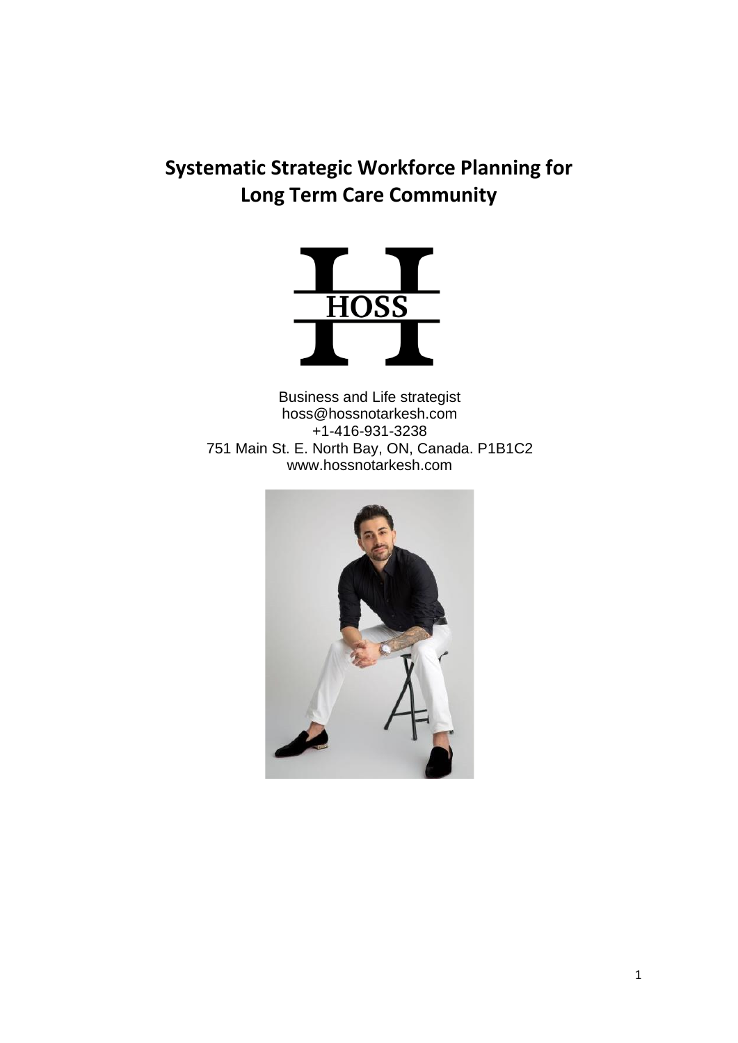# Systematic Strategic Workforce Planning for Long Term Care Community

HOSS

Business and Life strategist
hoss@hossnotarkesh.com
+1-416-931-3238
751 Main St. E. North Bay, ON, Canada. P1B1C2
www.hossnotarkesh.com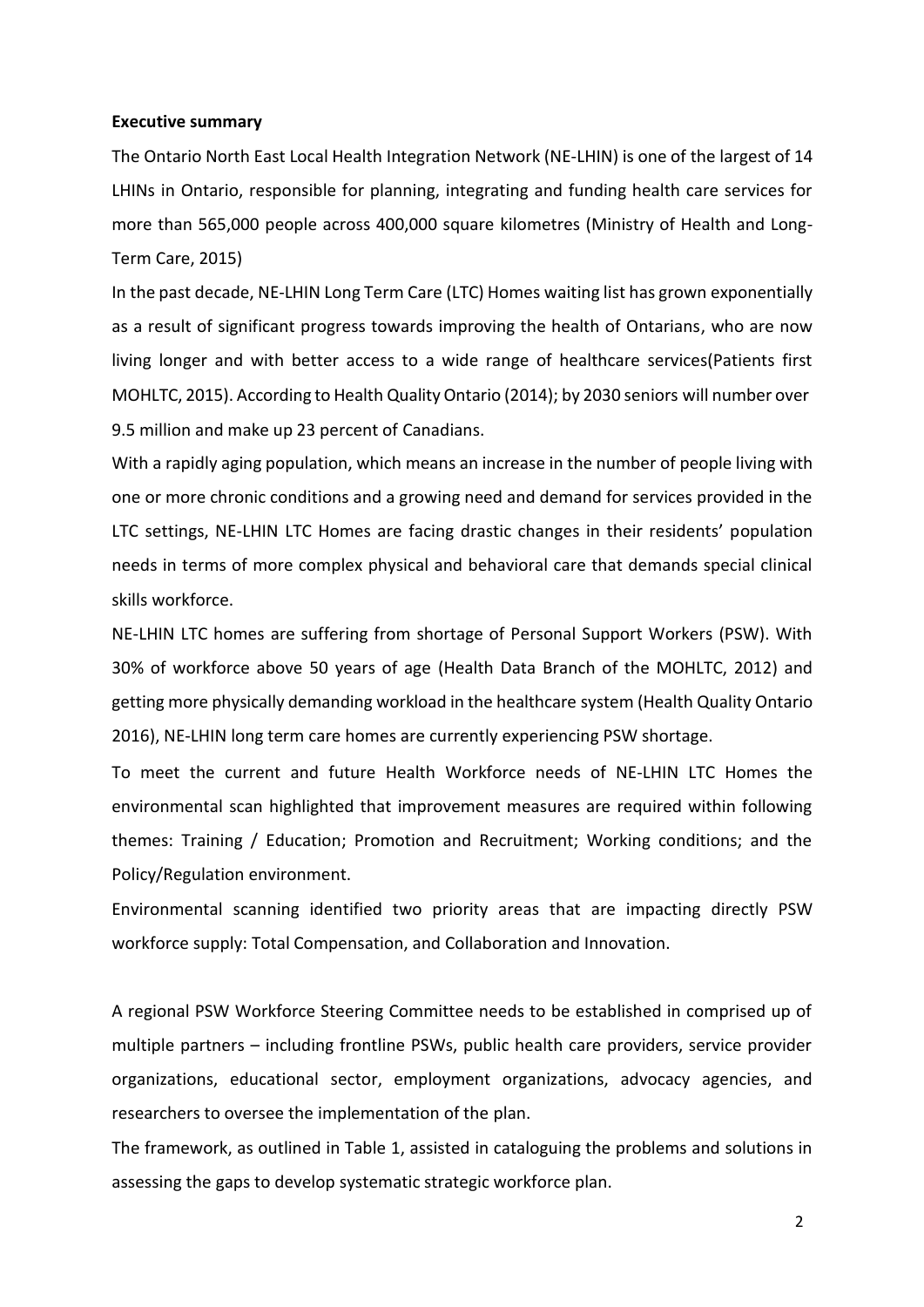**Executive summary**

The Ontario North East Local Health Integration Network (NE-LHIN) is one of the largest of 14 LHINs in Ontario, responsible for planning, integrating and funding health care services for more than 565,000 people across 400,000 square kilometres (Ministry of Health and Long-Term Care, 2015)

In the past decade, NE-LHIN Long Term Care (LTC) Homes waiting list has grown exponentially as a result of significant progress towards improving the health of Ontarians, who are now living longer and with better access to a wide range of healthcare services(Patients first MOHLTC, 2015). According to Health Quality Ontario (2014); by 2030 seniors will number over 9.5 million and make up 23 percent of Canadians.

With a rapidly aging population, which means an increase in the number of people living with one or more chronic conditions and a growing need and demand for services provided in the LTC settings, NE-LHIN LTC Homes are facing drastic changes in their residents' population needs in terms of more complex physical and behavioral care that demands special clinical skills workforce.

NE-LHIN LTC homes are suffering from shortage of Personal Support Workers (PSW). With 30% of workforce above 50 years of age (Health Data Branch of the MOHLTC, 2012) and getting more physically demanding workload in the healthcare system (Health Quality Ontario 2016), NE-LHIN long term care homes are currently experiencing PSW shortage.

To meet the current and future Health Workforce needs of NE-LHIN LTC Homes the environmental scan highlighted that improvement measures are required within following themes: Training / Education; Promotion and Recruitment; Working conditions; and the Policy/Regulation environment.

Environmental scanning identified two priority areas that are impacting directly PSW workforce supply: Total Compensation, and Collaboration and Innovation.

A regional PSW Workforce Steering Committee needs to be established in comprised up of multiple partners – including frontline PSWs, public health care providers, service provider organizations, educational sector, employment organizations, advocacy agencies, and researchers to oversee the implementation of the plan.

The framework, as outlined in Table 1, assisted in cataloguing the problems and solutions in assessing the gaps to develop systematic strategic workforce plan.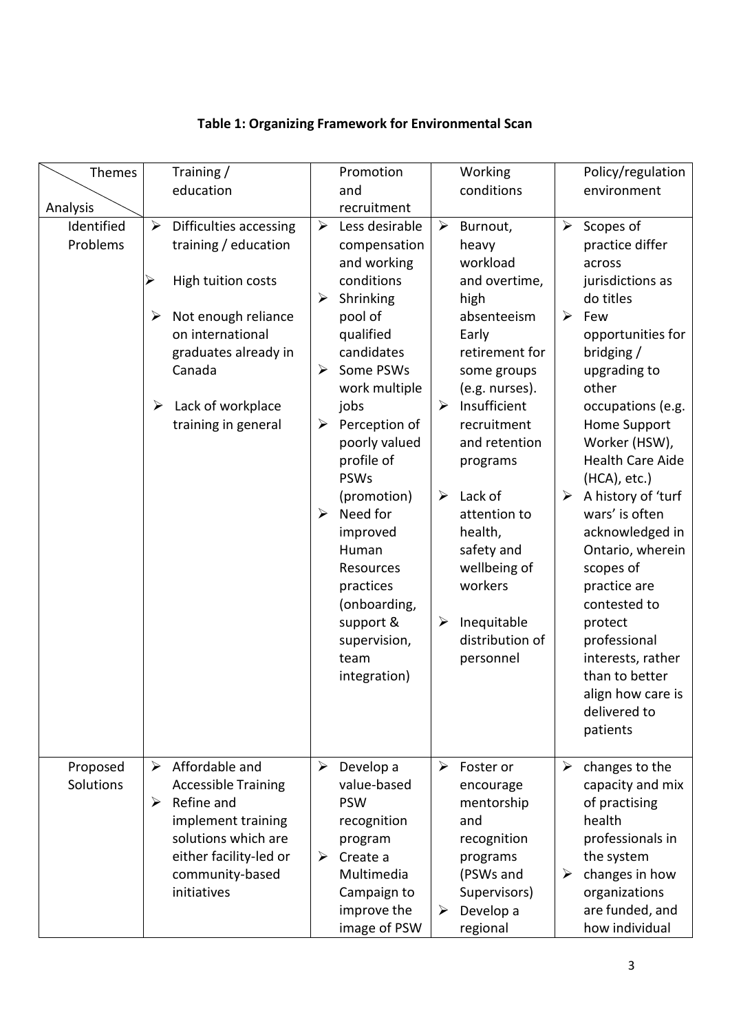**Table 1: Organizing Framework for Environmental Scan**

| Themes / Analysis | Training / education | Promotion and recruitment | Working conditions | Policy/regulation environment |
|---|---|---|---|---|
| Identified Problems | ➢ Difficulties accessing training / education<br>➢ High tuition costs<br>➢ Not enough reliance on international graduates already in Canada<br>➢ Lack of workplace training in general | ➢ Less desirable compensation and working conditions<br>➢ Shrinking pool of qualified candidates<br>➢ Some PSWs work multiple jobs<br>➢ Perception of poorly valued profile of PSWs (promotion)<br>➢ Need for improved Human Resources practices (onboarding, support & supervision, team integration) | ➢ Burnout, heavy workload and overtime, high absenteeism Early retirement for some groups (e.g. nurses).<br>➢ Insufficient recruitment and retention programs<br>➢ Lack of attention to health, safety and wellbeing of workers<br>➢ Inequitable distribution of personnel | ➢ Scopes of practice differ across jurisdictions as do titles<br>➢ Few opportunities for bridging / upgrading to other occupations (e.g. Home Support Worker (HSW), Health Care Aide (HCA), etc.)<br>➢ A history of 'turf wars' is often acknowledged in Ontario, wherein scopes of practice are contested to protect professional interests, rather than to better align how care is delivered to patients |
| Proposed Solutions | ➢ Affordable and Accessible Training<br>➢ Refine and implement training solutions which are either facility-led or community-based initiatives | ➢ Develop a value-based PSW recognition program<br>➢ Create a Multimedia Campaign to improve the image of PSW | ➢ Foster or encourage mentorship and recognition programs (PSWs and Supervisors)<br>➢ Develop a regional | ➢ changes to the capacity and mix of practising health professionals in the system<br>➢ changes in how organizations are funded, and how individual |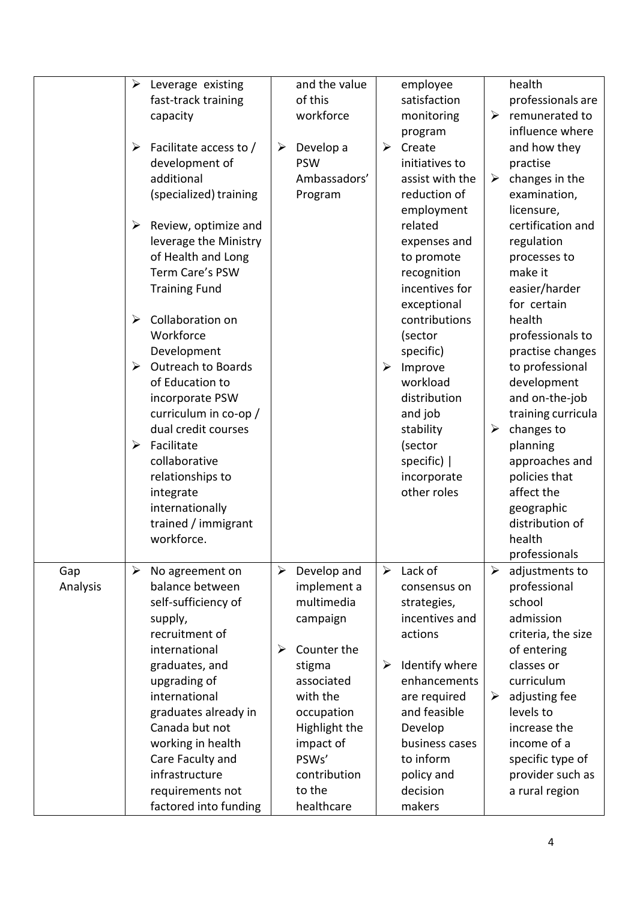| | | | | |
|---|---|---|---|---|
| | ➢ Leverage existing fast-track training capacity<br><br>➢ Facilitate access to / development of additional (specialized) training<br><br>➢ Review, optimize and leverage the Ministry of Health and Long Term Care's PSW Training Fund<br><br>➢ Collaboration on Workforce Development<br>➢ Outreach to Boards of Education to incorporate PSW curriculum in co-op / dual credit courses<br>➢ Facilitate collaborative relationships to integrate internationally trained / immigrant workforce. | and the value of this workforce<br><br>➢ Develop a PSW Ambassadors' Program | employee satisfaction monitoring program<br>➢ Create initiatives to assist with the reduction of employment related expenses and to promote recognition incentives for exceptional contributions (sector specific)<br>➢ Improve workload distribution and job stability (sector specific) \| incorporate other roles | health professionals are<br>➢ remunerated to influence where and how they practise<br>➢ changes in the examination, licensure, certification and regulation processes to make it easier/harder for certain health professionals to practise changes to professional development and on-the-job training curricula<br>➢ changes to planning approaches and policies that affect the geographic distribution of health professionals |
| Gap Analysis | ➢ No agreement on balance between self-sufficiency of supply, recruitment of international graduates, and upgrading of international graduates already in Canada but not working in health Care Faculty and infrastructure requirements not factored into funding | ➢ Develop and implement a multimedia campaign<br><br>➢ Counter the stigma associated with the occupation Highlight the impact of PSWs' contribution to the healthcare | ➢ Lack of consensus on strategies, incentives and actions<br><br>➢ Identify where enhancements are required and feasible Develop business cases to inform policy and decision makers | ➢ adjustments to professional school admission criteria, the size of entering classes or curriculum<br>➢ adjusting fee levels to increase the income of a specific type of provider such as a rural region |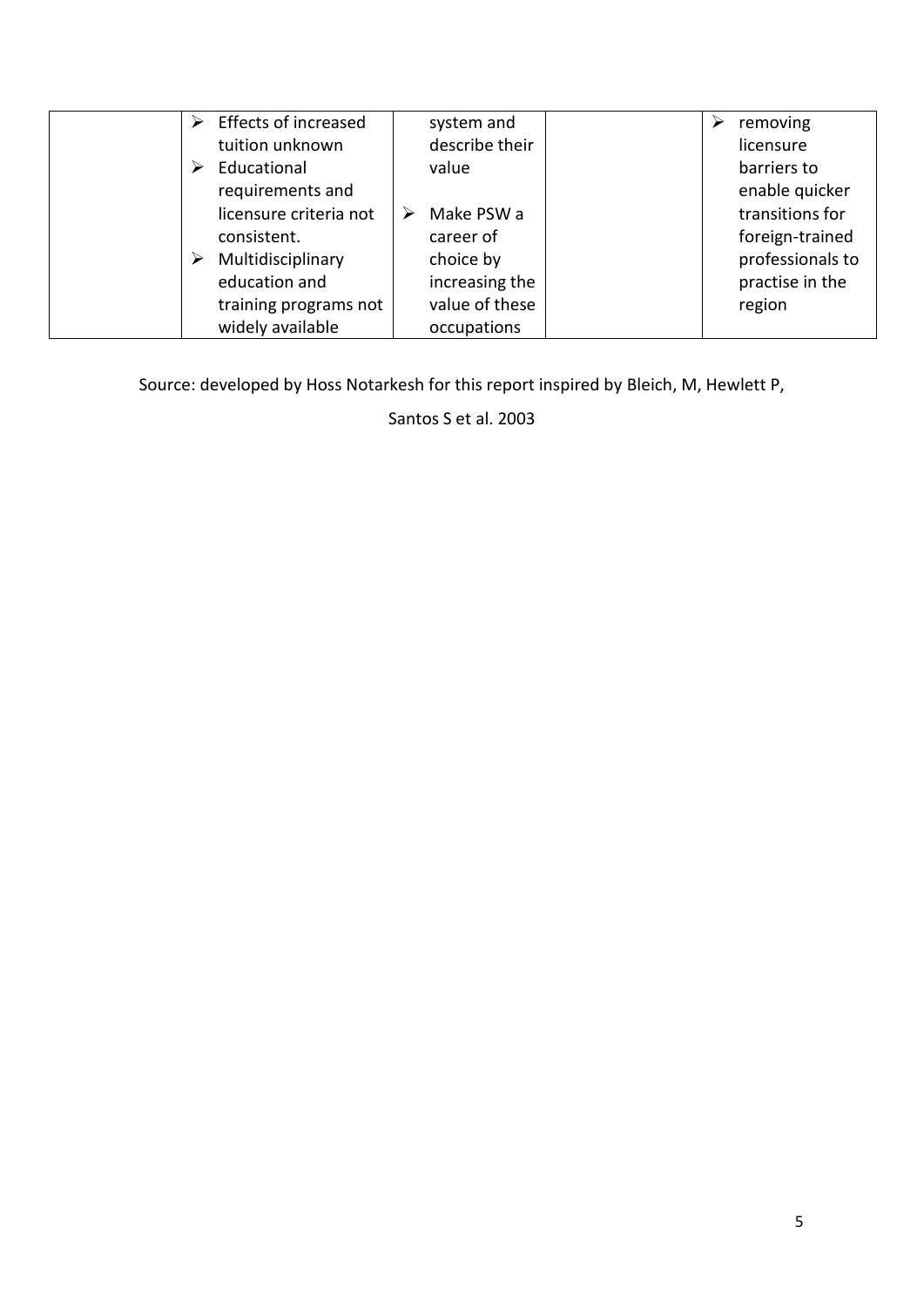|  | - Effects of increased tuition unknown<br>- Educational requirements and licensure criteria not consistent.<br>- Multidisciplinary education and training programs not widely available | system and describe their value<br><br>- Make PSW a career of choice by increasing the value of these occupations |  | - removing licensure barriers to enable quicker transitions for foreign-trained professionals to practise in the region |
|---|---|---|---|---|

Source: developed by Hoss Notarkesh for this report inspired by Bleich, M, Hewlett P, Santos S et al. 2003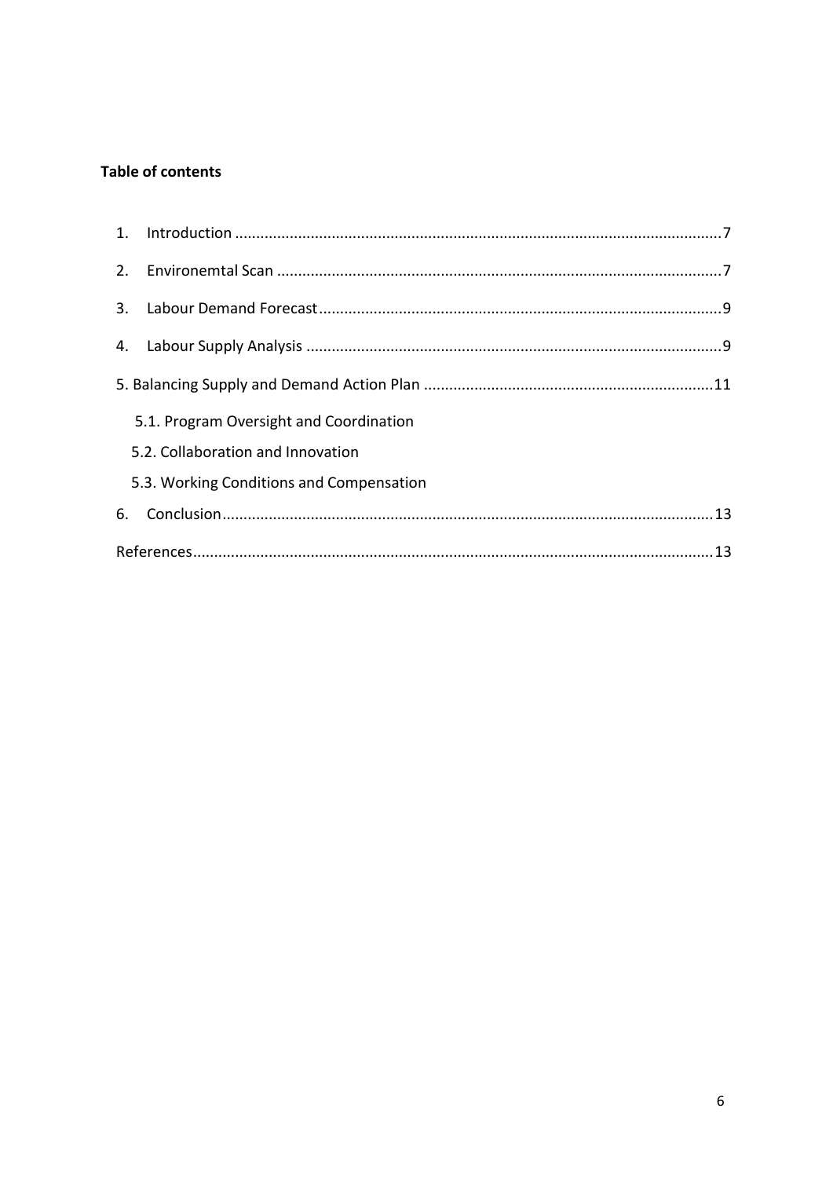**Table of contents**

1. Introduction ........................................................................................................7
2. Environemtal Scan ...............................................................................................7
3. Labour Demand Forecast.....................................................................................9
4. Labour Supply Analysis ........................................................................................9

5. Balancing Supply and Demand Action Plan ..........................................................11

   5.1. Program Oversight and Coordination

   5.2. Collaboration and Innovation

   5.3. Working Conditions and Compensation

6. Conclusion..........................................................................................................13

References................................................................................................................13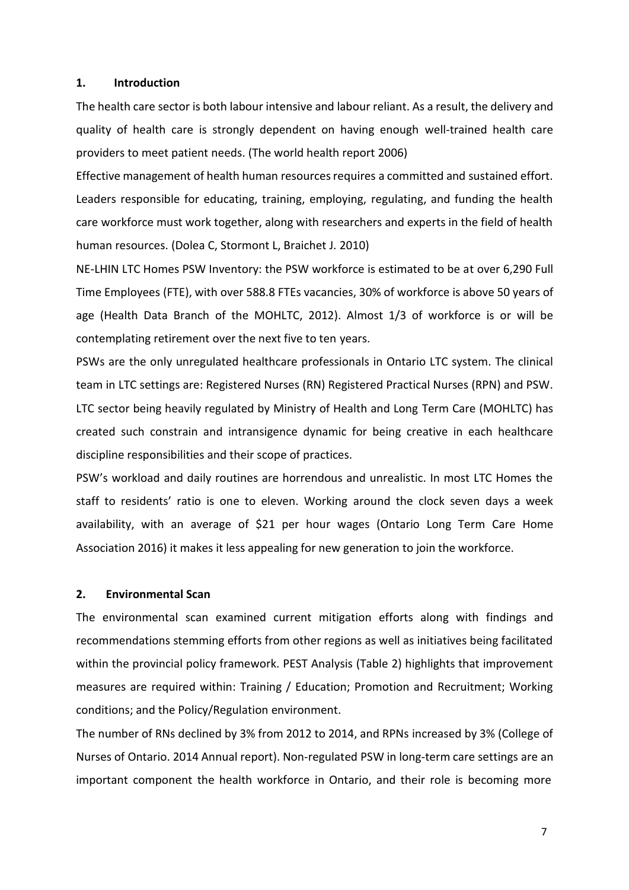## 1. Introduction

The health care sector is both labour intensive and labour reliant. As a result, the delivery and quality of health care is strongly dependent on having enough well-trained health care providers to meet patient needs. (The world health report 2006)

Effective management of health human resources requires a committed and sustained effort. Leaders responsible for educating, training, employing, regulating, and funding the health care workforce must work together, along with researchers and experts in the field of health human resources. (Dolea C, Stormont L, Braichet J. 2010)

NE-LHIN LTC Homes PSW Inventory: the PSW workforce is estimated to be at over 6,290 Full Time Employees (FTE), with over 588.8 FTEs vacancies, 30% of workforce is above 50 years of age (Health Data Branch of the MOHLTC, 2012). Almost 1/3 of workforce is or will be contemplating retirement over the next five to ten years.

PSWs are the only unregulated healthcare professionals in Ontario LTC system. The clinical team in LTC settings are: Registered Nurses (RN) Registered Practical Nurses (RPN) and PSW. LTC sector being heavily regulated by Ministry of Health and Long Term Care (MOHLTC) has created such constrain and intransigence dynamic for being creative in each healthcare discipline responsibilities and their scope of practices.

PSW's workload and daily routines are horrendous and unrealistic. In most LTC Homes the staff to residents' ratio is one to eleven. Working around the clock seven days a week availability, with an average of $21 per hour wages (Ontario Long Term Care Home Association 2016) it makes it less appealing for new generation to join the workforce.

## 2. Environmental Scan

The environmental scan examined current mitigation efforts along with findings and recommendations stemming efforts from other regions as well as initiatives being facilitated within the provincial policy framework. PEST Analysis (Table 2) highlights that improvement measures are required within: Training / Education; Promotion and Recruitment; Working conditions; and the Policy/Regulation environment.

The number of RNs declined by 3% from 2012 to 2014, and RPNs increased by 3% (College of Nurses of Ontario. 2014 Annual report). Non-regulated PSW in long-term care settings are an important component the health workforce in Ontario, and their role is becoming more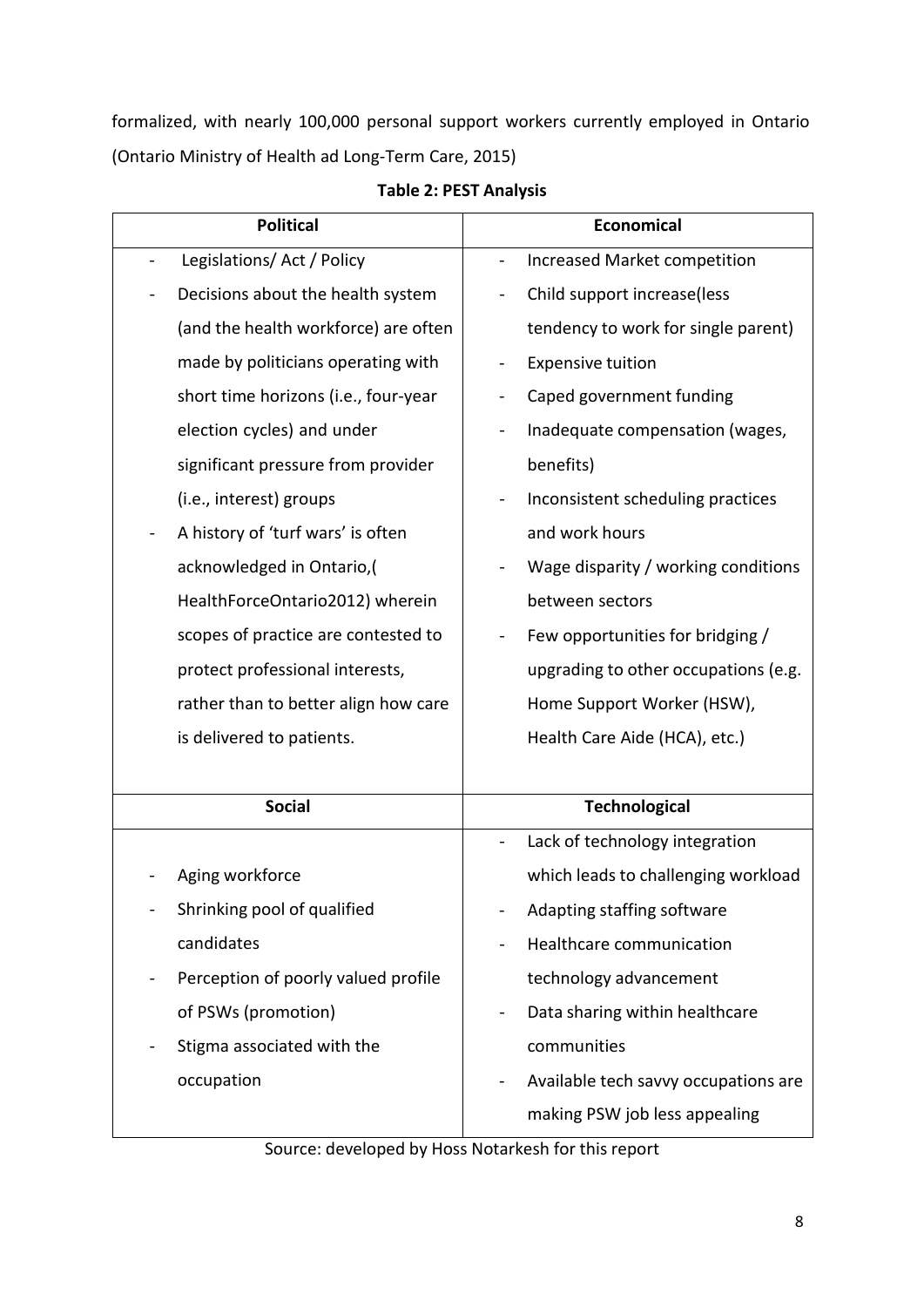formalized, with nearly 100,000 personal support workers currently employed in Ontario (Ontario Ministry of Health ad Long-Term Care, 2015)

**Table 2: PEST Analysis**

| Political | Economical |
| --- | --- |
| - Legislations/ Act / Policy<br>- Decisions about the health system (and the health workforce) are often made by politicians operating with short time horizons (i.e., four-year election cycles) and under significant pressure from provider (i.e., interest) groups<br>- A history of 'turf wars' is often acknowledged in Ontario,( HealthForceOntario2012) wherein scopes of practice are contested to protect professional interests, rather than to better align how care is delivered to patients. | - Increased Market competition<br>- Child support increase(less tendency to work for single parent)<br>- Expensive tuition<br>- Caped government funding<br>- Inadequate compensation (wages, benefits)<br>- Inconsistent scheduling practices and work hours<br>- Wage disparity / working conditions between sectors<br>- Few opportunities for bridging / upgrading to other occupations (e.g. Home Support Worker (HSW), Health Care Aide (HCA), etc.) |
| **Social** | **Technological** |
| - Aging workforce<br>- Shrinking pool of qualified candidates<br>- Perception of poorly valued profile of PSWs (promotion)<br>- Stigma associated with the occupation | - Lack of technology integration which leads to challenging workload<br>- Adapting staffing software<br>- Healthcare communication technology advancement<br>- Data sharing within healthcare communities<br>- Available tech savvy occupations are making PSW job less appealing |

Source: developed by Hoss Notarkesh for this report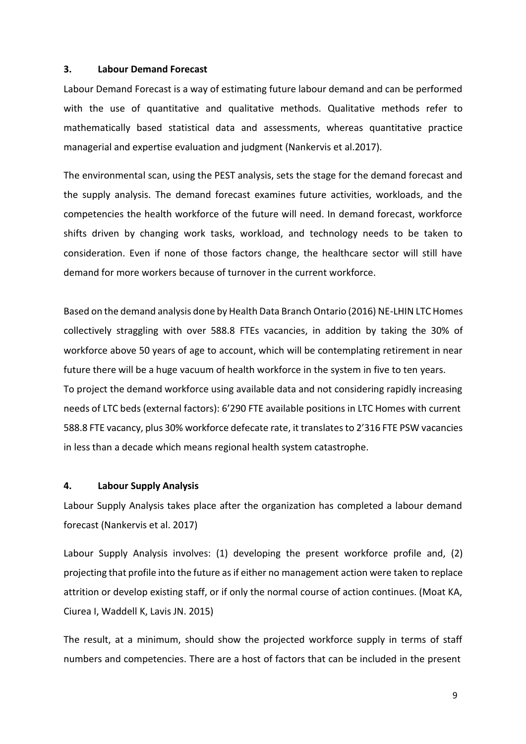## 3. Labour Demand Forecast

Labour Demand Forecast is a way of estimating future labour demand and can be performed with the use of quantitative and qualitative methods. Qualitative methods refer to mathematically based statistical data and assessments, whereas quantitative practice managerial and expertise evaluation and judgment (Nankervis et al.2017).

The environmental scan, using the PEST analysis, sets the stage for the demand forecast and the supply analysis. The demand forecast examines future activities, workloads, and the competencies the health workforce of the future will need. In demand forecast, workforce shifts driven by changing work tasks, workload, and technology needs to be taken to consideration. Even if none of those factors change, the healthcare sector will still have demand for more workers because of turnover in the current workforce.

Based on the demand analysis done by Health Data Branch Ontario (2016) NE-LHIN LTC Homes collectively straggling with over 588.8 FTEs vacancies, in addition by taking the 30% of workforce above 50 years of age to account, which will be contemplating retirement in near future there will be a huge vacuum of health workforce in the system in five to ten years.
To project the demand workforce using available data and not considering rapidly increasing needs of LTC beds (external factors): 6'290 FTE available positions in LTC Homes with current 588.8 FTE vacancy, plus 30% workforce defecate rate, it translates to 2'316 FTE PSW vacancies in less than a decade which means regional health system catastrophe.

## 4. Labour Supply Analysis

Labour Supply Analysis takes place after the organization has completed a labour demand forecast (Nankervis et al. 2017)

Labour Supply Analysis involves: (1) developing the present workforce profile and, (2) projecting that profile into the future as if either no management action were taken to replace attrition or develop existing staff, or if only the normal course of action continues. (Moat KA, Ciurea I, Waddell K, Lavis JN. 2015)

The result, at a minimum, should show the projected workforce supply in terms of staff numbers and competencies. There are a host of factors that can be included in the present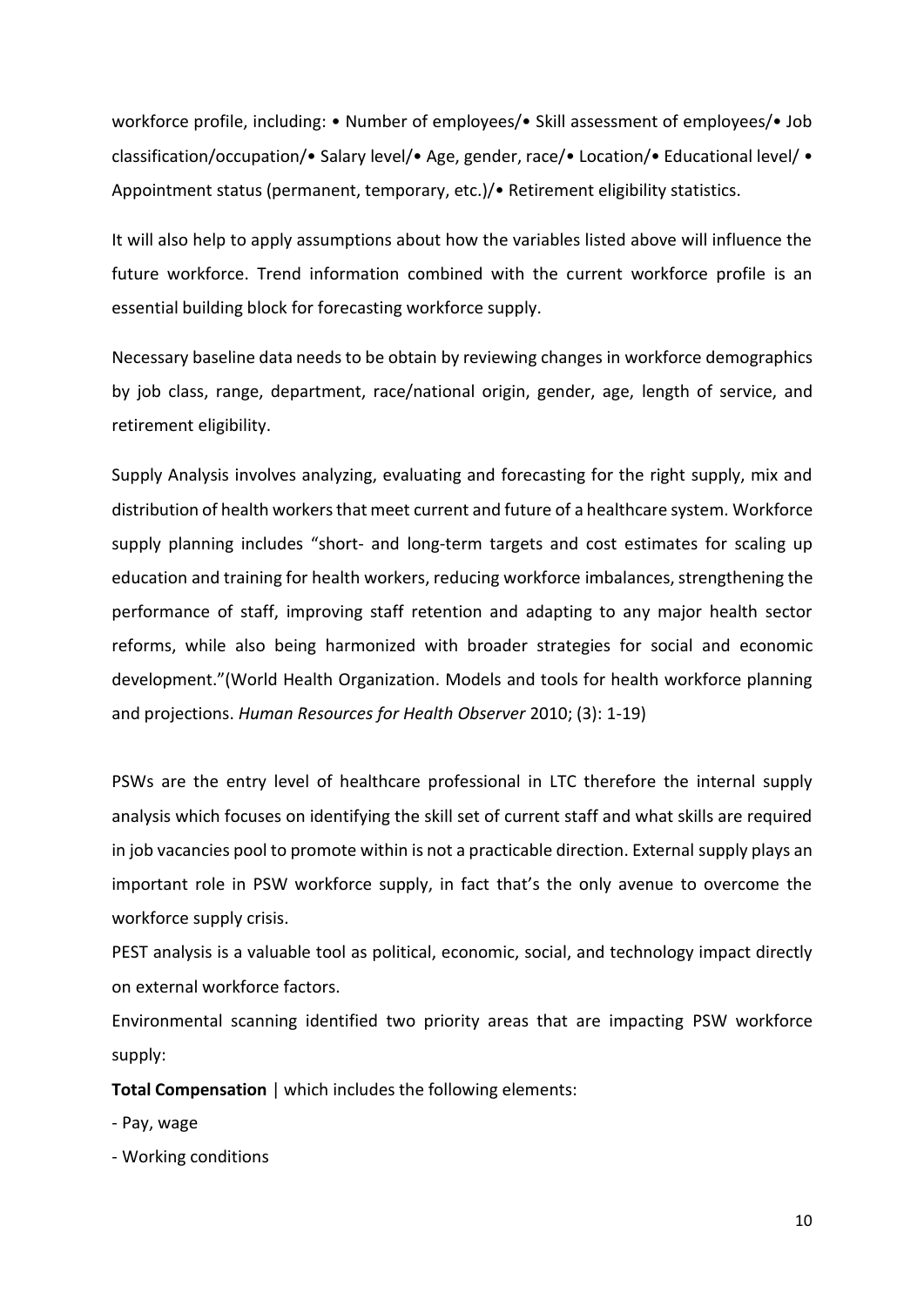workforce profile, including: • Number of employees/• Skill assessment of employees/• Job classification/occupation/• Salary level/• Age, gender, race/• Location/• Educational level/ • Appointment status (permanent, temporary, etc.)/• Retirement eligibility statistics.

It will also help to apply assumptions about how the variables listed above will influence the future workforce. Trend information combined with the current workforce profile is an essential building block for forecasting workforce supply.

Necessary baseline data needs to be obtain by reviewing changes in workforce demographics by job class, range, department, race/national origin, gender, age, length of service, and retirement eligibility.

Supply Analysis involves analyzing, evaluating and forecasting for the right supply, mix and distribution of health workers that meet current and future of a healthcare system. Workforce supply planning includes "short- and long-term targets and cost estimates for scaling up education and training for health workers, reducing workforce imbalances, strengthening the performance of staff, improving staff retention and adapting to any major health sector reforms, while also being harmonized with broader strategies for social and economic development."(World Health Organization. Models and tools for health workforce planning and projections. *Human Resources for Health Observer* 2010; (3): 1-19)

PSWs are the entry level of healthcare professional in LTC therefore the internal supply analysis which focuses on identifying the skill set of current staff and what skills are required in job vacancies pool to promote within is not a practicable direction. External supply plays an important role in PSW workforce supply, in fact that's the only avenue to overcome the workforce supply crisis.

PEST analysis is a valuable tool as political, economic, social, and technology impact directly on external workforce factors.

Environmental scanning identified two priority areas that are impacting PSW workforce supply:

**Total Compensation** | which includes the following elements:

- Pay, wage
- Working conditions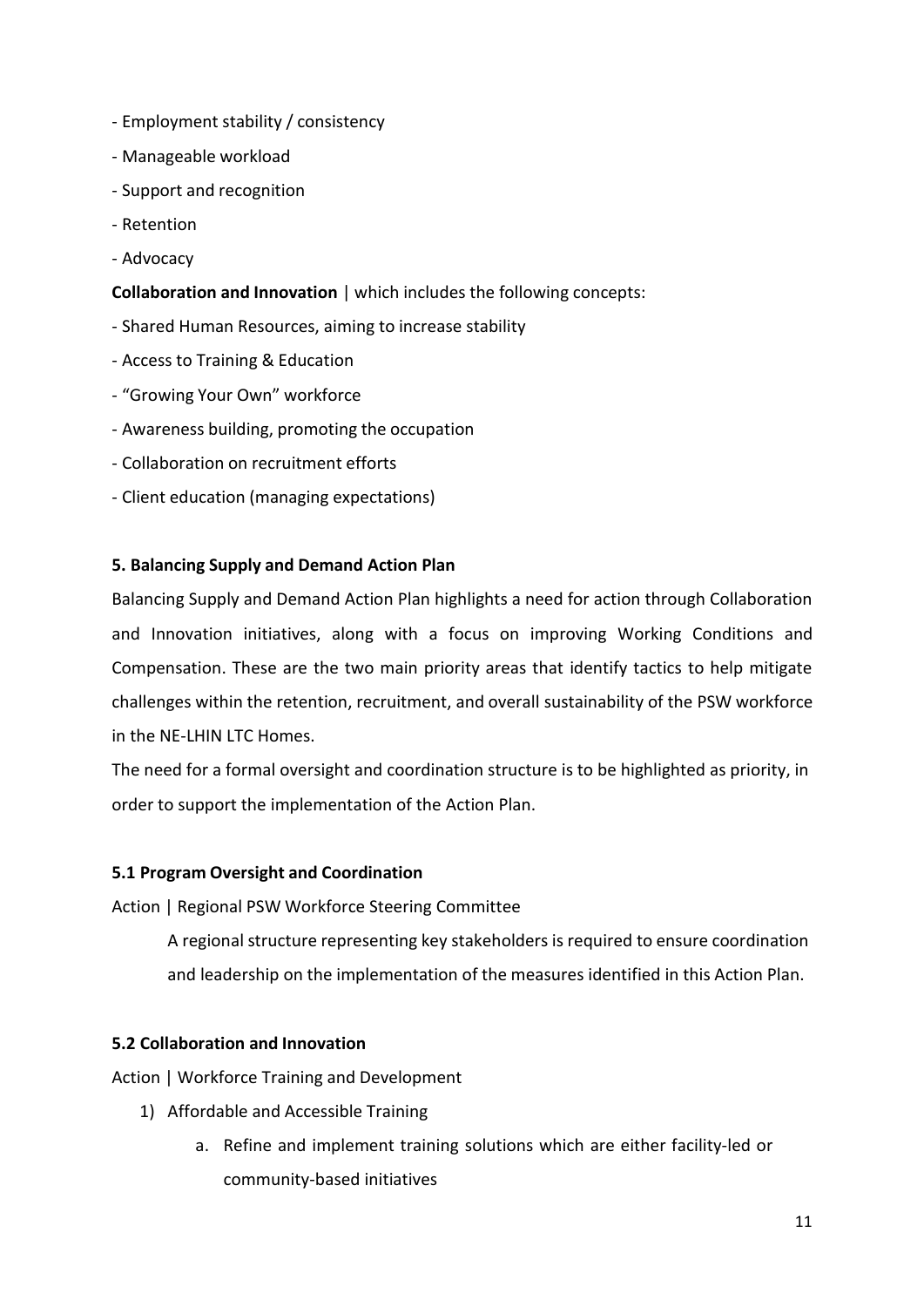- Employment stability / consistency
- Manageable workload
- Support and recognition
- Retention
- Advocacy

**Collaboration and Innovation** | which includes the following concepts:

- Shared Human Resources, aiming to increase stability
- Access to Training & Education
- "Growing Your Own" workforce
- Awareness building, promoting the occupation
- Collaboration on recruitment efforts
- Client education (managing expectations)

## 5. Balancing Supply and Demand Action Plan

Balancing Supply and Demand Action Plan highlights a need for action through Collaboration and Innovation initiatives, along with a focus on improving Working Conditions and Compensation. These are the two main priority areas that identify tactics to help mitigate challenges within the retention, recruitment, and overall sustainability of the PSW workforce in the NE-LHIN LTC Homes.

The need for a formal oversight and coordination structure is to be highlighted as priority, in order to support the implementation of the Action Plan.

### 5.1 Program Oversight and Coordination

Action | Regional PSW Workforce Steering Committee

A regional structure representing key stakeholders is required to ensure coordination and leadership on the implementation of the measures identified in this Action Plan.

### 5.2 Collaboration and Innovation

Action | Workforce Training and Development

1) Affordable and Accessible Training
    a. Refine and implement training solutions which are either facility-led or community-based initiatives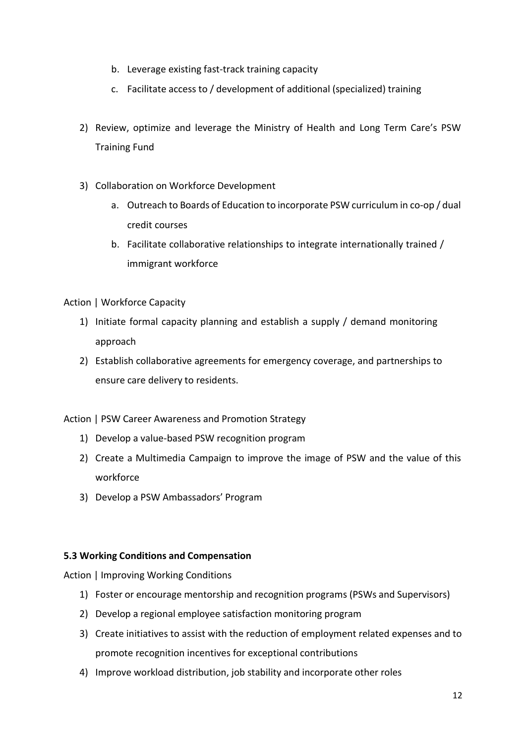b. Leverage existing fast-track training capacity
   c. Facilitate access to / development of additional (specialized) training

2) Review, optimize and leverage the Ministry of Health and Long Term Care's PSW Training Fund

3) Collaboration on Workforce Development
   a. Outreach to Boards of Education to incorporate PSW curriculum in co-op / dual credit courses
   b. Facilitate collaborative relationships to integrate internationally trained / immigrant workforce

Action | Workforce Capacity

1) Initiate formal capacity planning and establish a supply / demand monitoring approach
2) Establish collaborative agreements for emergency coverage, and partnerships to ensure care delivery to residents.

Action | PSW Career Awareness and Promotion Strategy

1) Develop a value-based PSW recognition program
2) Create a Multimedia Campaign to improve the image of PSW and the value of this workforce
3) Develop a PSW Ambassadors' Program

**5.3 Working Conditions and Compensation**

Action | Improving Working Conditions

1) Foster or encourage mentorship and recognition programs (PSWs and Supervisors)
2) Develop a regional employee satisfaction monitoring program
3) Create initiatives to assist with the reduction of employment related expenses and to promote recognition incentives for exceptional contributions
4) Improve workload distribution, job stability and incorporate other roles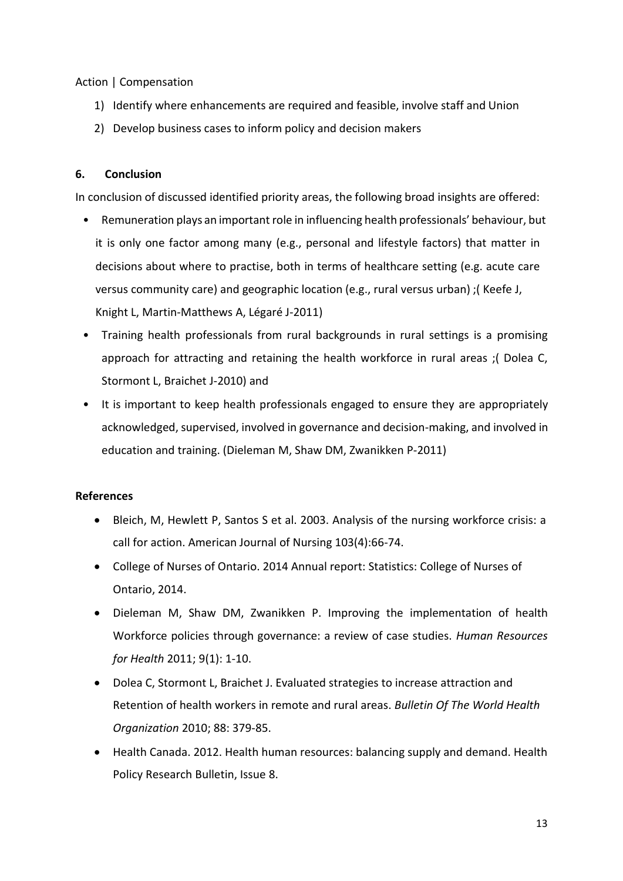Action | Compensation

1) Identify where enhancements are required and feasible, involve staff and Union
2) Develop business cases to inform policy and decision makers

## 6. Conclusion

In conclusion of discussed identified priority areas, the following broad insights are offered:

- Remuneration plays an important role in influencing health professionals' behaviour, but it is only one factor among many (e.g., personal and lifestyle factors) that matter in decisions about where to practise, both in terms of healthcare setting (e.g. acute care versus community care) and geographic location (e.g., rural versus urban) ;( Keefe J, Knight L, Martin-Matthews A, Légaré J-2011)
- Training health professionals from rural backgrounds in rural settings is a promising approach for attracting and retaining the health workforce in rural areas ;( Dolea C, Stormont L, Braichet J-2010) and
- It is important to keep health professionals engaged to ensure they are appropriately acknowledged, supervised, involved in governance and decision-making, and involved in education and training. (Dieleman M, Shaw DM, Zwanikken P-2011)

**References**

- Bleich, M, Hewlett P, Santos S et al. 2003. Analysis of the nursing workforce crisis: a call for action. American Journal of Nursing 103(4):66-74.
- College of Nurses of Ontario. 2014 Annual report: Statistics: College of Nurses of Ontario, 2014.
- Dieleman M, Shaw DM, Zwanikken P. Improving the implementation of health Workforce policies through governance: a review of case studies. *Human Resources for Health* 2011; 9(1): 1-10.
- Dolea C, Stormont L, Braichet J. Evaluated strategies to increase attraction and Retention of health workers in remote and rural areas. *Bulletin Of The World Health Organization* 2010; 88: 379-85.
- Health Canada. 2012. Health human resources: balancing supply and demand. Health Policy Research Bulletin, Issue 8.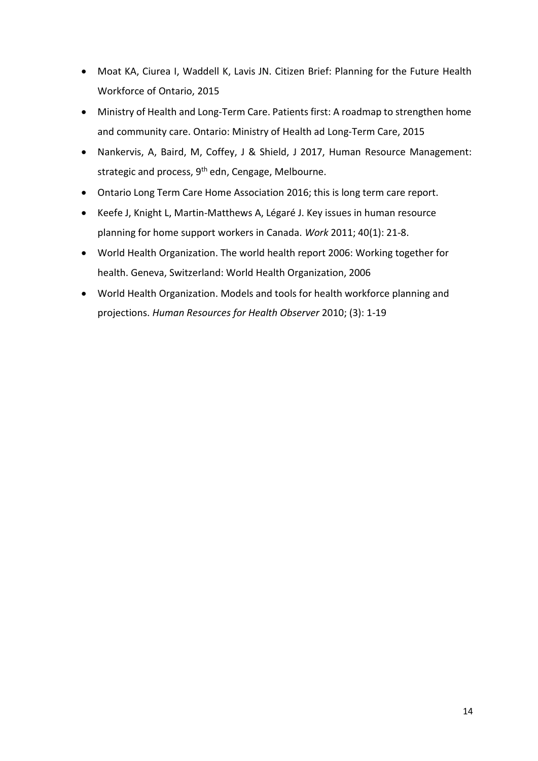- Moat KA, Ciurea I, Waddell K, Lavis JN. Citizen Brief: Planning for the Future Health Workforce of Ontario, 2015
- Ministry of Health and Long-Term Care. Patients first: A roadmap to strengthen home and community care. Ontario: Ministry of Health ad Long-Term Care, 2015
- Nankervis, A, Baird, M, Coffey, J & Shield, J 2017, Human Resource Management: strategic and process, 9th edn, Cengage, Melbourne.
- Ontario Long Term Care Home Association 2016; this is long term care report.
- Keefe J, Knight L, Martin-Matthews A, Légaré J. Key issues in human resource planning for home support workers in Canada. *Work* 2011; 40(1): 21-8.
- World Health Organization. The world health report 2006: Working together for health. Geneva, Switzerland: World Health Organization, 2006
- World Health Organization. Models and tools for health workforce planning and projections. *Human Resources for Health Observer* 2010; (3): 1-19